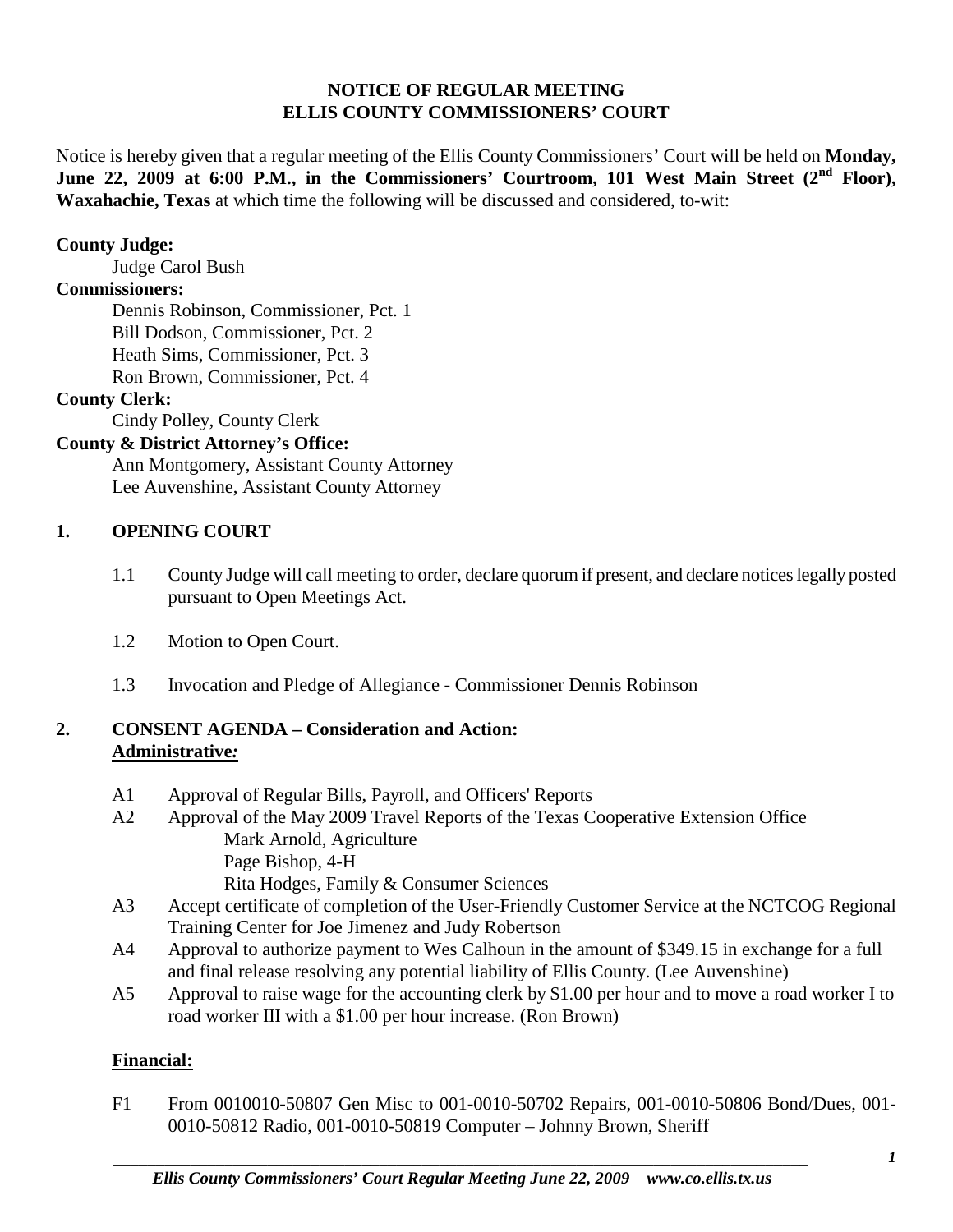# NOTICE OF REGULAR MEETING
# ELLIS COUNTY COMMISSIONERS' COURT

Notice is hereby given that a regular meeting of the Ellis County Commissioners' Court will be held on **Monday, June 22, 2009 at 6:00 P.M., in the Commissioners' Courtroom, 101 West Main Street (2nd Floor), Waxahachie, Texas** at which time the following will be discussed and considered, to-wit:

**County Judge:**
Judge Carol Bush

**Commissioners:**
Dennis Robinson, Commissioner, Pct. 1
Bill Dodson, Commissioner, Pct. 2
Heath Sims, Commissioner, Pct. 3
Ron Brown, Commissioner, Pct. 4

**County Clerk:**
Cindy Polley, County Clerk

**County & District Attorney's Office:**
Ann Montgomery, Assistant County Attorney
Lee Auvenshine, Assistant County Attorney

## 1. OPENING COURT

1.1 County Judge will call meeting to order, declare quorum if present, and declare notices legally posted pursuant to Open Meetings Act.

1.2 Motion to Open Court.

1.3 Invocation and Pledge of Allegiance - Commissioner Dennis Robinson

## 2. CONSENT AGENDA – Consideration and Action:

**Administrative:**

A1 Approval of Regular Bills, Payroll, and Officers' Reports

A2 Approval of the May 2009 Travel Reports of the Texas Cooperative Extension Office
- Mark Arnold, Agriculture
- Page Bishop, 4-H
- Rita Hodges, Family & Consumer Sciences

A3 Accept certificate of completion of the User-Friendly Customer Service at the NCTCOG Regional Training Center for Joe Jimenez and Judy Robertson

A4 Approval to authorize payment to Wes Calhoun in the amount of $349.15 in exchange for a full and final release resolving any potential liability of Ellis County. (Lee Auvenshine)

A5 Approval to raise wage for the accounting clerk by $1.00 per hour and to move a road worker I to road worker III with a $1.00 per hour increase. (Ron Brown)

**Financial:**

F1 From 0010010-50807 Gen Misc to 001-0010-50702 Repairs, 001-0010-50806 Bond/Dues, 001-0010-50812 Radio, 001-0010-50819 Computer – Johnny Brown, Sheriff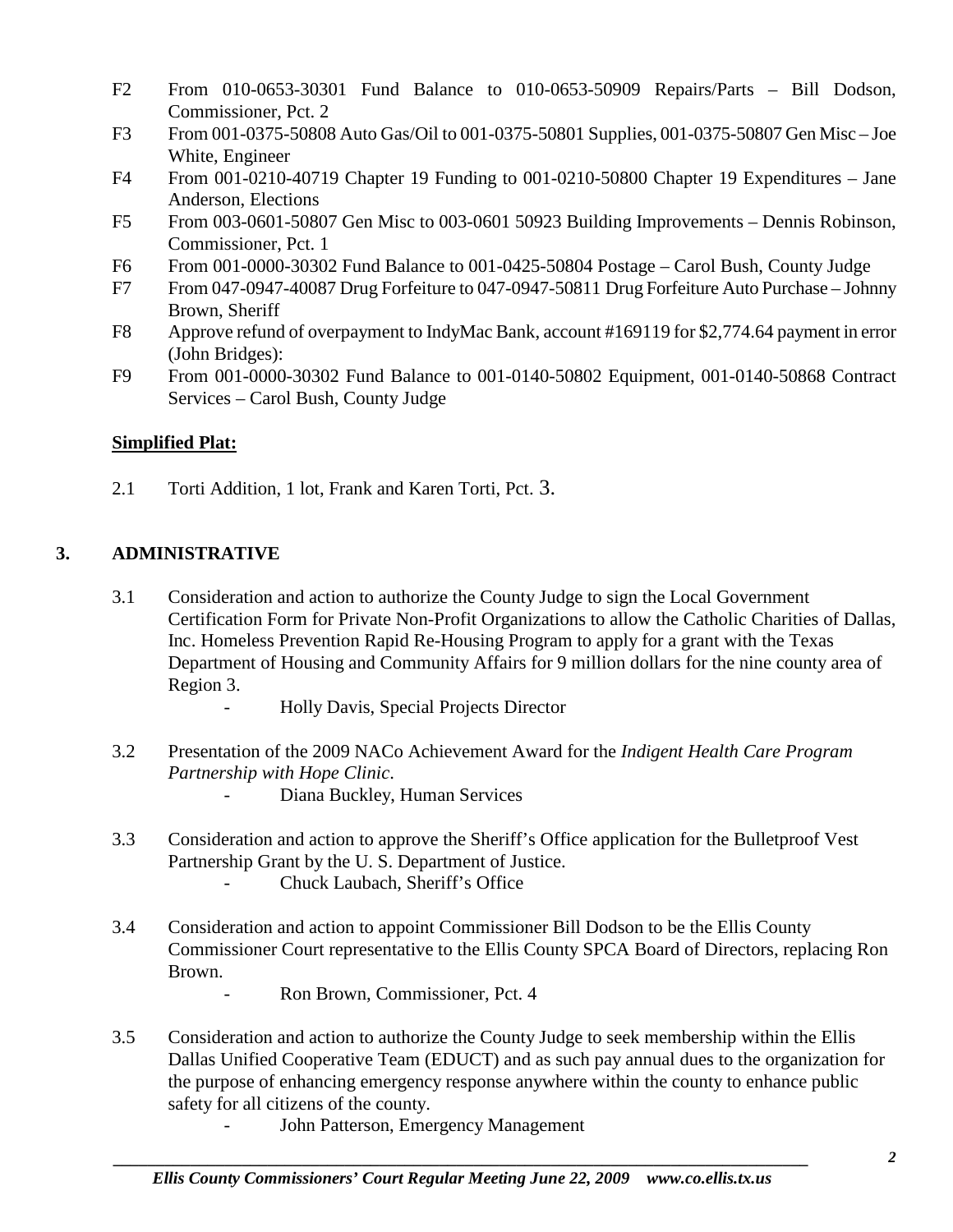F2 From 010-0653-30301 Fund Balance to 010-0653-50909 Repairs/Parts – Bill Dodson, Commissioner, Pct. 2

F3 From 001-0375-50808 Auto Gas/Oil to 001-0375-50801 Supplies, 001-0375-50807 Gen Misc – Joe White, Engineer

F4 From 001-0210-40719 Chapter 19 Funding to 001-0210-50800 Chapter 19 Expenditures – Jane Anderson, Elections

F5 From 003-0601-50807 Gen Misc to 003-0601 50923 Building Improvements – Dennis Robinson, Commissioner, Pct. 1

F6 From 001-0000-30302 Fund Balance to 001-0425-50804 Postage – Carol Bush, County Judge

F7 From 047-0947-40087 Drug Forfeiture to 047-0947-50811 Drug Forfeiture Auto Purchase – Johnny Brown, Sheriff

F8 Approve refund of overpayment to IndyMac Bank, account #169119 for $2,774.64 payment in error (John Bridges):

F9 From 001-0000-30302 Fund Balance to 001-0140-50802 Equipment, 001-0140-50868 Contract Services – Carol Bush, County Judge

**Simplified Plat:**

2.1 Torti Addition, 1 lot, Frank and Karen Torti, Pct. 3.

## 3. ADMINISTRATIVE

3.1 Consideration and action to authorize the County Judge to sign the Local Government Certification Form for Private Non-Profit Organizations to allow the Catholic Charities of Dallas, Inc. Homeless Prevention Rapid Re-Housing Program to apply for a grant with the Texas Department of Housing and Community Affairs for 9 million dollars for the nine county area of Region 3.

- Holly Davis, Special Projects Director

3.2 Presentation of the 2009 NACo Achievement Award for the *Indigent Health Care Program Partnership with Hope Clinic*.

- Diana Buckley, Human Services

3.3 Consideration and action to approve the Sheriff's Office application for the Bulletproof Vest Partnership Grant by the U. S. Department of Justice.

- Chuck Laubach, Sheriff's Office

3.4 Consideration and action to appoint Commissioner Bill Dodson to be the Ellis County Commissioner Court representative to the Ellis County SPCA Board of Directors, replacing Ron Brown.

- Ron Brown, Commissioner, Pct. 4

3.5 Consideration and action to authorize the County Judge to seek membership within the Ellis Dallas Unified Cooperative Team (EDUCT) and as such pay annual dues to the organization for the purpose of enhancing emergency response anywhere within the county to enhance public safety for all citizens of the county.

- John Patterson, Emergency Management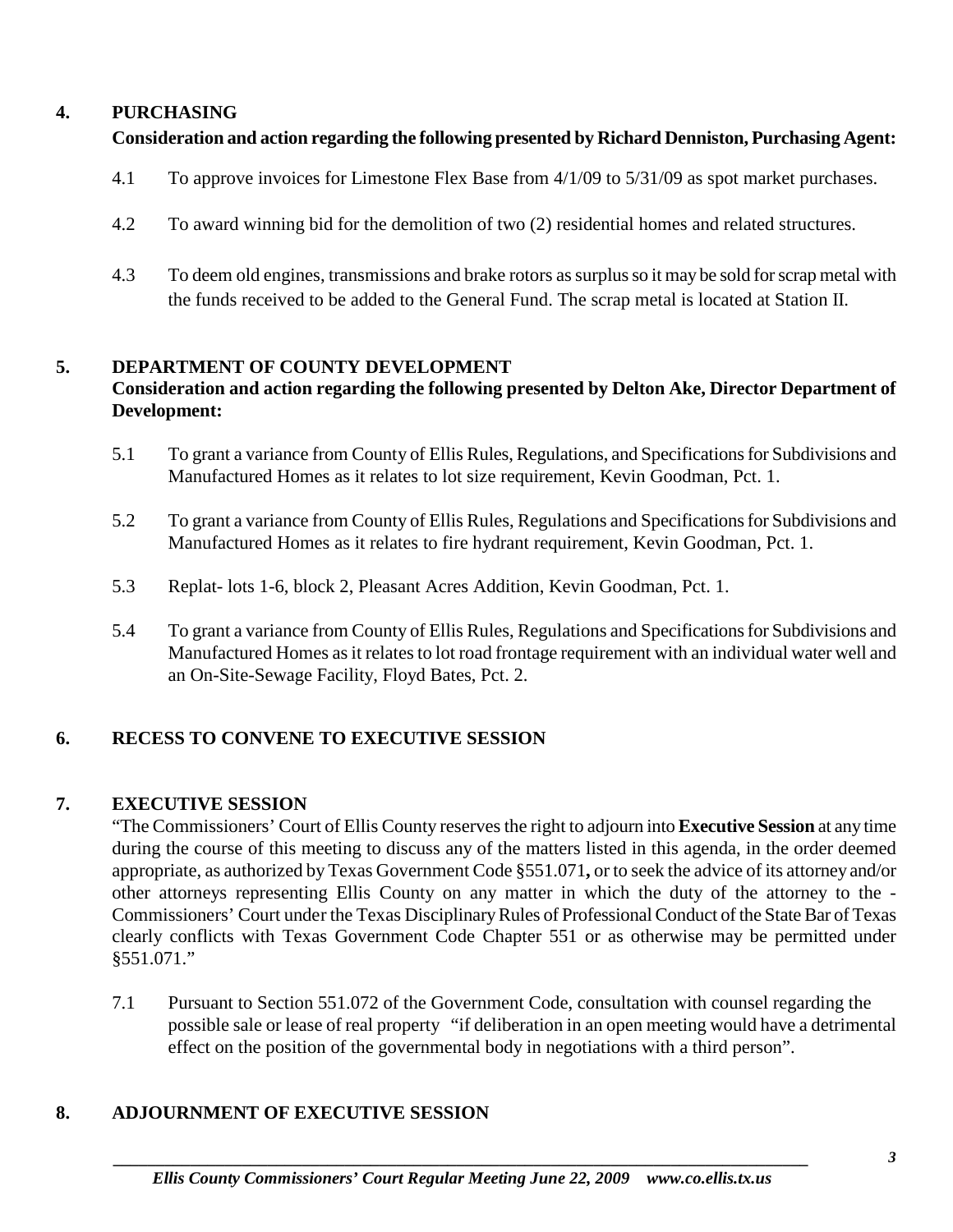## 4. PURCHASING

**Consideration and action regarding the following presented by Richard Denniston, Purchasing Agent:**

4.1 To approve invoices for Limestone Flex Base from 4/1/09 to 5/31/09 as spot market purchases.

4.2 To award winning bid for the demolition of two (2) residential homes and related structures.

4.3 To deem old engines, transmissions and brake rotors as surplus so it may be sold for scrap metal with the funds received to be added to the General Fund. The scrap metal is located at Station II.

## 5. DEPARTMENT OF COUNTY DEVELOPMENT

**Consideration and action regarding the following presented by Delton Ake, Director Department of Development:**

5.1 To grant a variance from County of Ellis Rules, Regulations, and Specifications for Subdivisions and Manufactured Homes as it relates to lot size requirement, Kevin Goodman, Pct. 1.

5.2 To grant a variance from County of Ellis Rules, Regulations and Specifications for Subdivisions and Manufactured Homes as it relates to fire hydrant requirement, Kevin Goodman, Pct. 1.

5.3 Replat- lots 1-6, block 2, Pleasant Acres Addition, Kevin Goodman, Pct. 1.

5.4 To grant a variance from County of Ellis Rules, Regulations and Specifications for Subdivisions and Manufactured Homes as it relates to lot road frontage requirement with an individual water well and an On-Site-Sewage Facility, Floyd Bates, Pct. 2.

## 6. RECESS TO CONVENE TO EXECUTIVE SESSION

## 7. EXECUTIVE SESSION

"The Commissioners' Court of Ellis County reserves the right to adjourn into **Executive Session** at any time during the course of this meeting to discuss any of the matters listed in this agenda, in the order deemed appropriate, as authorized by Texas Government Code §551.071**,** or to seek the advice of its attorney and/or other attorneys representing Ellis County on any matter in which the duty of the attorney to the - Commissioners' Court under the Texas Disciplinary Rules of Professional Conduct of the State Bar of Texas clearly conflicts with Texas Government Code Chapter 551 or as otherwise may be permitted under §551.071."

7.1 Pursuant to Section 551.072 of the Government Code, consultation with counsel regarding the possible sale or lease of real property "if deliberation in an open meeting would have a detrimental effect on the position of the governmental body in negotiations with a third person".

## 8. ADJOURNMENT OF EXECUTIVE SESSION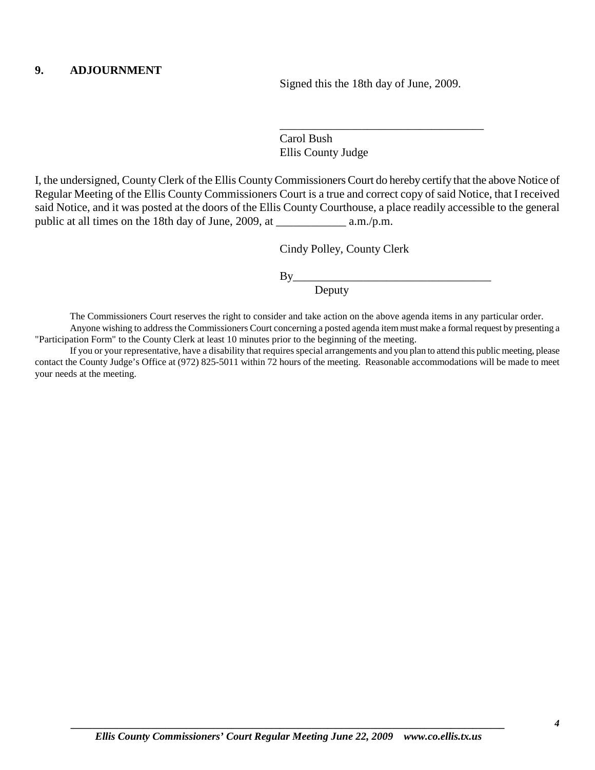**9. ADJOURNMENT**

Signed this the 18th day of June, 2009.

\_\_\_\_\_\_\_\_\_\_\_\_\_\_\_\_\_\_\_\_\_\_\_\_\_\_\_\_\_\_\_\_\_\_\_

Carol Bush
Ellis County Judge

I, the undersigned, County Clerk of the Ellis County Commissioners Court do hereby certify that the above Notice of Regular Meeting of the Ellis County Commissioners Court is a true and correct copy of said Notice, that I received said Notice, and it was posted at the doors of the Ellis County Courthouse, a place readily accessible to the general public at all times on the 18th day of June, 2009, at ____________ a.m./p.m.

Cindy Polley, County Clerk

By__________________________________
Deputy

The Commissioners Court reserves the right to consider and take action on the above agenda items in any particular order.

Anyone wishing to address the Commissioners Court concerning a posted agenda item must make a formal request by presenting a "Participation Form" to the County Clerk at least 10 minutes prior to the beginning of the meeting.

If you or your representative, have a disability that requires special arrangements and you plan to attend this public meeting, please contact the County Judge's Office at (972) 825-5011 within 72 hours of the meeting. Reasonable accommodations will be made to meet your needs at the meeting.